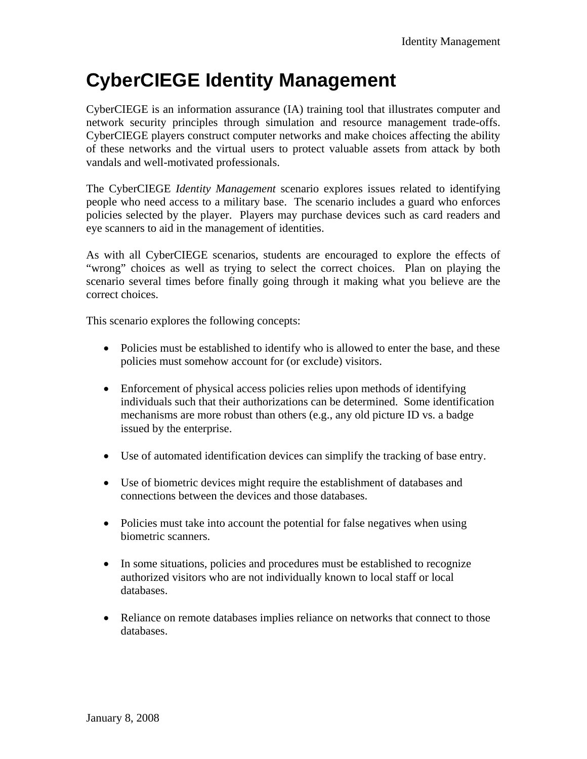# CyberCIEGE Identity Management

CyberCIEGE is an information assurance (IA) training tool that illustrates computer and network security principles through simulation and resource management trade-offs. CyberCIEGE players construct computer networks and make choices affecting the ability of these networks and the virtual users to protect valuable assets from attack by both vandals and well-motivated professionals.

The CyberCIEGE *Identity Management* scenario explores issues related to identifying people who need access to a military base. The scenario includes a guard who enforces policies selected by the player. Players may purchase devices such as card readers and eye scanners to aid in the management of identities.

As with all CyberCIEGE scenarios, students are encouraged to explore the effects of "wrong" choices as well as trying to select the correct choices. Plan on playing the scenario several times before finally going through it making what you believe are the correct choices.

This scenario explores the following concepts:

- Policies must be established to identify who is allowed to enter the base, and these policies must somehow account for (or exclude) visitors.

- Enforcement of physical access policies relies upon methods of identifying individuals such that their authorizations can be determined. Some identification mechanisms are more robust than others (e.g., any old picture ID vs. a badge issued by the enterprise.

- Use of automated identification devices can simplify the tracking of base entry.

- Use of biometric devices might require the establishment of databases and connections between the devices and those databases.

- Policies must take into account the potential for false negatives when using biometric scanners.

- In some situations, policies and procedures must be established to recognize authorized visitors who are not individually known to local staff or local databases.

- Reliance on remote databases implies reliance on networks that connect to those databases.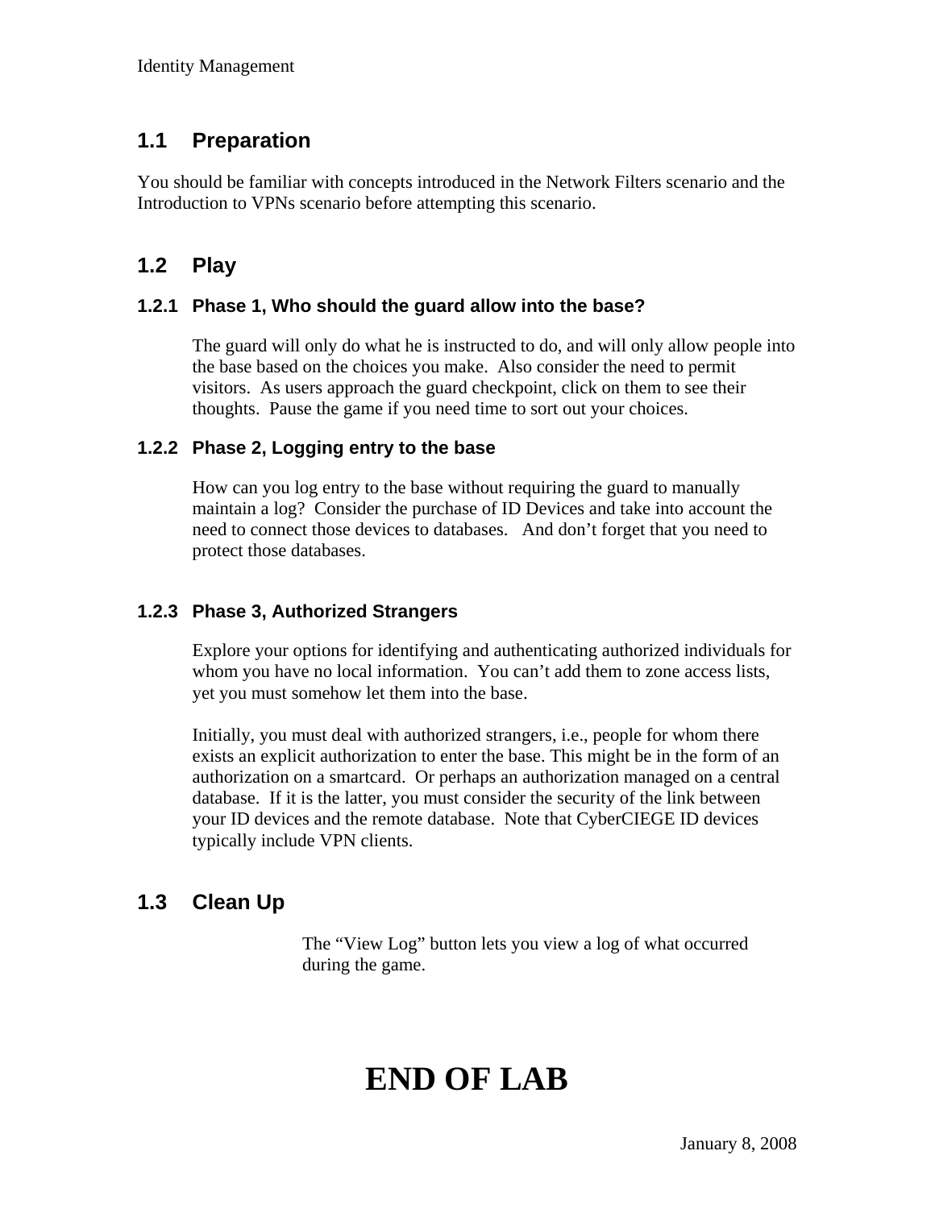## 1.1 Preparation

You should be familiar with concepts introduced in the Network Filters scenario and the Introduction to VPNs scenario before attempting this scenario.

## 1.2 Play

### 1.2.1 Phase 1, Who should the guard allow into the base?

The guard will only do what he is instructed to do, and will only allow people into the base based on the choices you make. Also consider the need to permit visitors. As users approach the guard checkpoint, click on them to see their thoughts. Pause the game if you need time to sort out your choices.

### 1.2.2 Phase 2, Logging entry to the base

How can you log entry to the base without requiring the guard to manually maintain a log? Consider the purchase of ID Devices and take into account the need to connect those devices to databases. And don't forget that you need to protect those databases.

### 1.2.3 Phase 3, Authorized Strangers

Explore your options for identifying and authenticating authorized individuals for whom you have no local information. You can't add them to zone access lists, yet you must somehow let them into the base.

Initially, you must deal with authorized strangers, i.e., people for whom there exists an explicit authorization to enter the base. This might be in the form of an authorization on a smartcard. Or perhaps an authorization managed on a central database. If it is the latter, you must consider the security of the link between your ID devices and the remote database. Note that CyberCIEGE ID devices typically include VPN clients.

## 1.3 Clean Up

The "View Log" button lets you view a log of what occurred during the game.

# END OF LAB